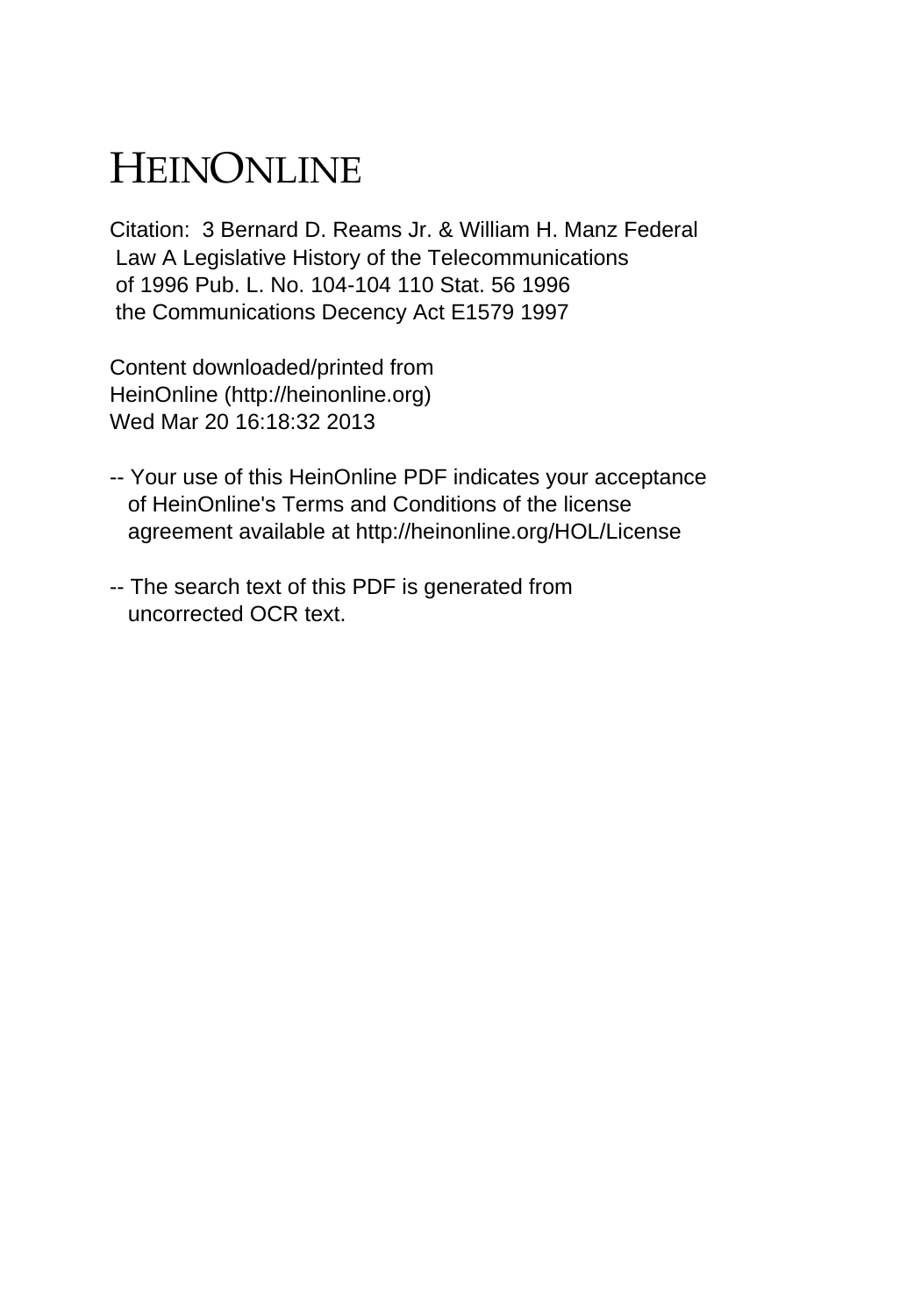# HEINONLINE

Citation: 3 Bernard D. Reams Jr. & William H. Manz Federal Law A Legislative History of the Telecommunications of 1996 Pub. L. No. 104-104 110 Stat. 56 1996 the Communications Decency Act E1579 1997

Content downloaded/printed from
HeinOnline (http://heinonline.org)
Wed Mar 20 16:18:32 2013

-- Your use of this HeinOnline PDF indicates your acceptance of HeinOnline's Terms and Conditions of the license agreement available at http://heinonline.org/HOL/License

-- The search text of this PDF is generated from uncorrected OCR text.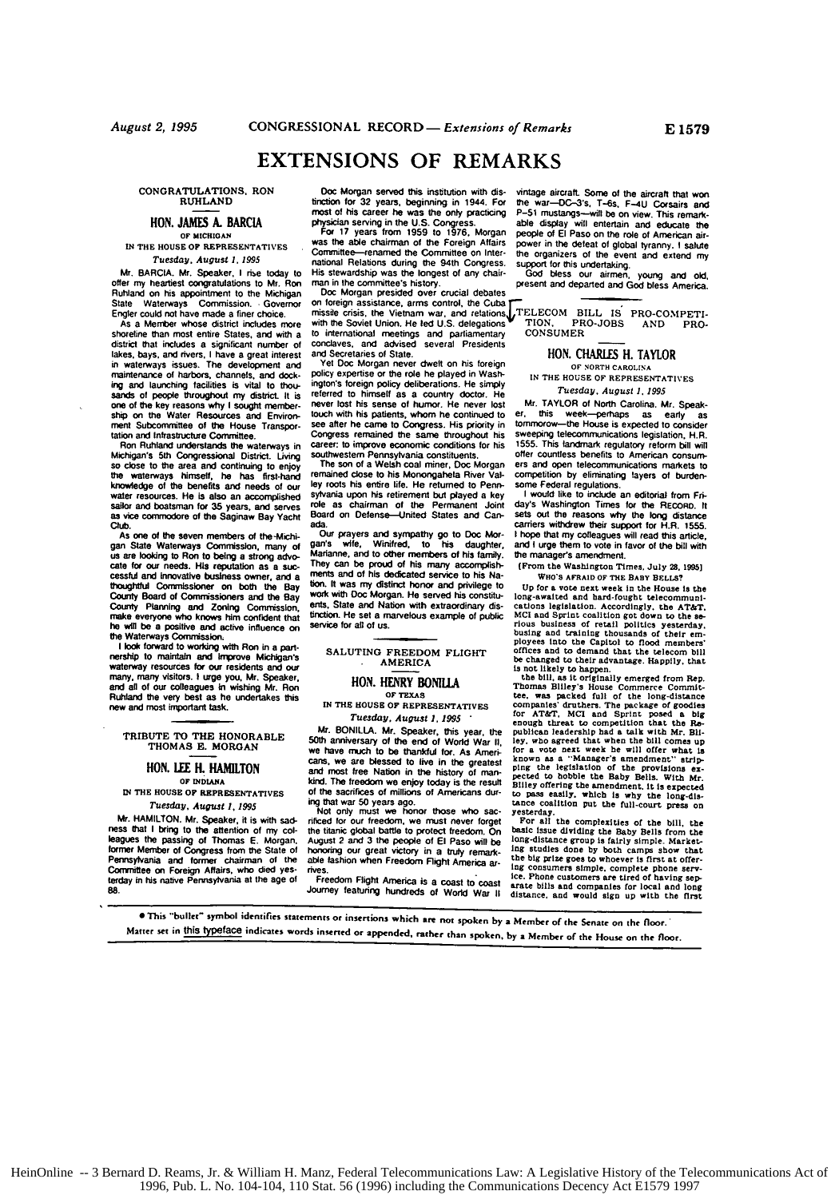# EXTENSIONS OF REMARKS

## CONGRATULATIONS, RON RUHLAND

### HON. JAMES A. BARCIA

OF MICHIGAN

IN THE HOUSE OF REPRESENTATIVES

*Tuesday, August 1, 1995*

Mr. BARCIA. Mr. Speaker, I rise today to offer my heartiest congratulations to Mr. Ron Ruhland on his appointment to the Michigan State Waterways Commission. Governor Engler could not have made a finer choice.

As a Member whose district includes more shoreline than most entire States, and with a district that includes a significant number of lakes, bays, and rivers, I have a great interest in waterways issues. The development and maintenance of harbors, channels, and docking and launching facilities is vital to thousands of people throughout my district. It is one of the key reasons why I sought membership on the Water Resources and Environment Subcommittee of the House Transportation and Infrastructure Committee.

Ron Ruhland understands the waterways in Michigan's 5th Congressional District. Living so close to the area and continuing to enjoy the waterways himself, he has first-hand knowledge of the benefits and needs of our water resources. He is also an accomplished sailor and boatsman for 35 years, and serves as vice commodore of the Saginaw Bay Yacht Club.

As one of the seven members of the Michigan State Waterways Commission, many of us are looking to Ron to being a strong advocate for our needs. His reputation as a successful and innovative business owner, and a thoughtful Commissioner on both the Bay County Board of Commissioners and the Bay County Planning and Zoning Commission, make everyone who knows him confident that he will be a positive and active influence on the Waterways Commission.

I look forward to working with Ron in a partnership to maintain and improve Michigan's waterway resources for our residents and our many, many visitors. I urge you, Mr. Speaker, and all of our colleagues in wishing Mr. Ron Ruhland the very best as he undertakes this new and most important task.

## TRIBUTE TO THE HONORABLE THOMAS E. MORGAN

### HON. LEE H. HAMILTON

OF INDIANA

IN THE HOUSE OF REPRESENTATIVES

*Tuesday, August 1, 1995*

Mr. HAMILTON. Mr. Speaker, it is with sadness that I bring to the attention of my colleagues the passing of Thomas E. Morgan, former Member of Congress from the State of Pennsylvania and former chairman of the Committee on Foreign Affairs, who died yesterday in his native Pennsylvania at the age of 88.

Doc Morgan served this institution with distinction for 32 years, beginning in 1944. For most of his career he was the only practicing physician serving in the U.S. Congress.

For 17 years from 1959 to 1976, Morgan was the able chairman of the Foreign Affairs Committee—renamed the Committee on International Relations during the 94th Congress. His stewardship was the longest of any chairman in the committee's history.

Doc Morgan presided over crucial debates on foreign assistance, arms control, the Cuba missile crisis, the Vietnam war, and relations with the Soviet Union. He led U.S. delegations to international meetings and parliamentary conclaves, and advised several Presidents and Secretaries of State.

Yet Doc Morgan never dwelt on his foreign policy expertise or the role he played in Washington's foreign policy deliberations. He simply referred to himself as a country doctor. He never lost his sense of humor. He never lost touch with his patients, whom he continued to see after he came to Congress. His priority in Congress remained the same throughout his career: to improve economic conditions for his southwestern Pennsylvania constituents.

The son of a Welsh coal miner, Doc Morgan remained close to his Monongahela River Valley roots his entire life. He returned to Pennsylvania upon his retirement but played a key role as chairman of the Permanent Joint Board on Defense—United States and Canada.

Our prayers and sympathy go to Doc Morgan's wife, Winifred, to his daughter, Marianne, and to other members of his family. They can be proud of his many accomplishments and of his dedicated service to his Nation. It was my distinct honor and privilege to work with Doc Morgan. He served his constituents, State and Nation with extraordinary distinction. He set a marvelous example of public service for all of us.

## SALUTING FREEDOM FLIGHT AMERICA

### HON. HENRY BONILLA

OF TEXAS

IN THE HOUSE OF REPRESENTATIVES

*Tuesday, August 1, 1995*

Mr. BONILLA. Mr. Speaker, this year, the 50th anniversary of the end of World War II, we have much to be thankful for. As Americans, we are blessed to live in the greatest and most free Nation in the history of mankind. The freedom we enjoy today is the result of the sacrifices of millions of Americans during that war 50 years ago.

Not only must we honor those who sacrificed for our freedom, we must never forget the titanic global battle to protect freedom. On August 2 and 3 the people of El Paso will be honoring our great victory in a truly remarkable fashion when Freedom Flight America arrives.

Freedom Flight America is a coast to coast Journey featuring hundreds of World War II vintage aircraft. Some of the aircraft that won the war—DC-3's, T-6s, F-4U Corsairs and P-51 mustangs—will be on view. This remarkable display will entertain and educate the people of El Paso on the role of American airpower in the defeat of global tyranny. I salute the organizers of the event and extend my support for this undertaking.

God bless our airmen, young and old, present and departed and God bless America.

## TELECOM BILL IS PRO-COMPETITION, PRO-JOBS AND PRO-CONSUMER

### HON. CHARLES H. TAYLOR

OF NORTH CAROLINA

IN THE HOUSE OF REPRESENTATIVES

*Tuesday, August 1, 1995*

Mr. TAYLOR of North Carolina. Mr. Speaker, this week—perhaps as early as tommorow—the House is expected to consider sweeping telecommunications legislation, H.R. 1555. This landmark regulatory reform bill will offer countless benefits to American consumers and open telecommunications markets to competition by eliminating layers of burdensome Federal regulations.

I would like to include an editorial from Friday's Washington Times for the RECORD. It sets out the reasons why the long distance carriers withdrew their support for H.R. 1555. I hope that my colleagues will read this article, and I urge them to vote in favor of the bill with the manager's amendment.

[From the Washington Times, July 28, 1995]

WHO'S AFRAID OF THE BABY BELLS?

Up for a vote next week in the House is the long-awaited and hard-fought telecommunications legislation. Accordingly, the AT&T, MCI and Sprint coalition got down to the serious business of retail politics yesterday, busing and training thousands of their employees into the Capitol to flood members' offices and to demand that the telecom bill be changed to their advantage. Happily, that is not likely to happen.

the bill, as it originally emerged from Rep. Thomas Bliley's House Commerce Committee, was packed full of the long-distance companies' druthers. The package of goodies for AT&T, MCI and Sprint posed a big enough threat to competition that the Republican leadership had a talk with Mr. Bliley, who agreed that when the bill comes up for a vote next week he will offer what is known as a "Manager's amendment" stripping the legislation of the provisions expected to hobble the Baby Bells. With Mr. Bliley offering the amendment, it is expected to pass easily, which is why the long-distance coalition put the full-court press on yesterday.

For all the complexities of the bill, the basic issue dividing the Baby Bells from the long-distance group is fairly simple. Marketing studies done by both camps show that the big prize goes to whoever is first at offering consumers simple, complete phone service. Phone customers are tired of having separate bills and companies for local and long distance, and would sign up with the first

● This "bullet" symbol identifies statements or insertions which are not spoken by a Member of the Senate on the floor.

Matter set in this typeface indicates words inserted or appended, rather than spoken, by a Member of the House on the floor.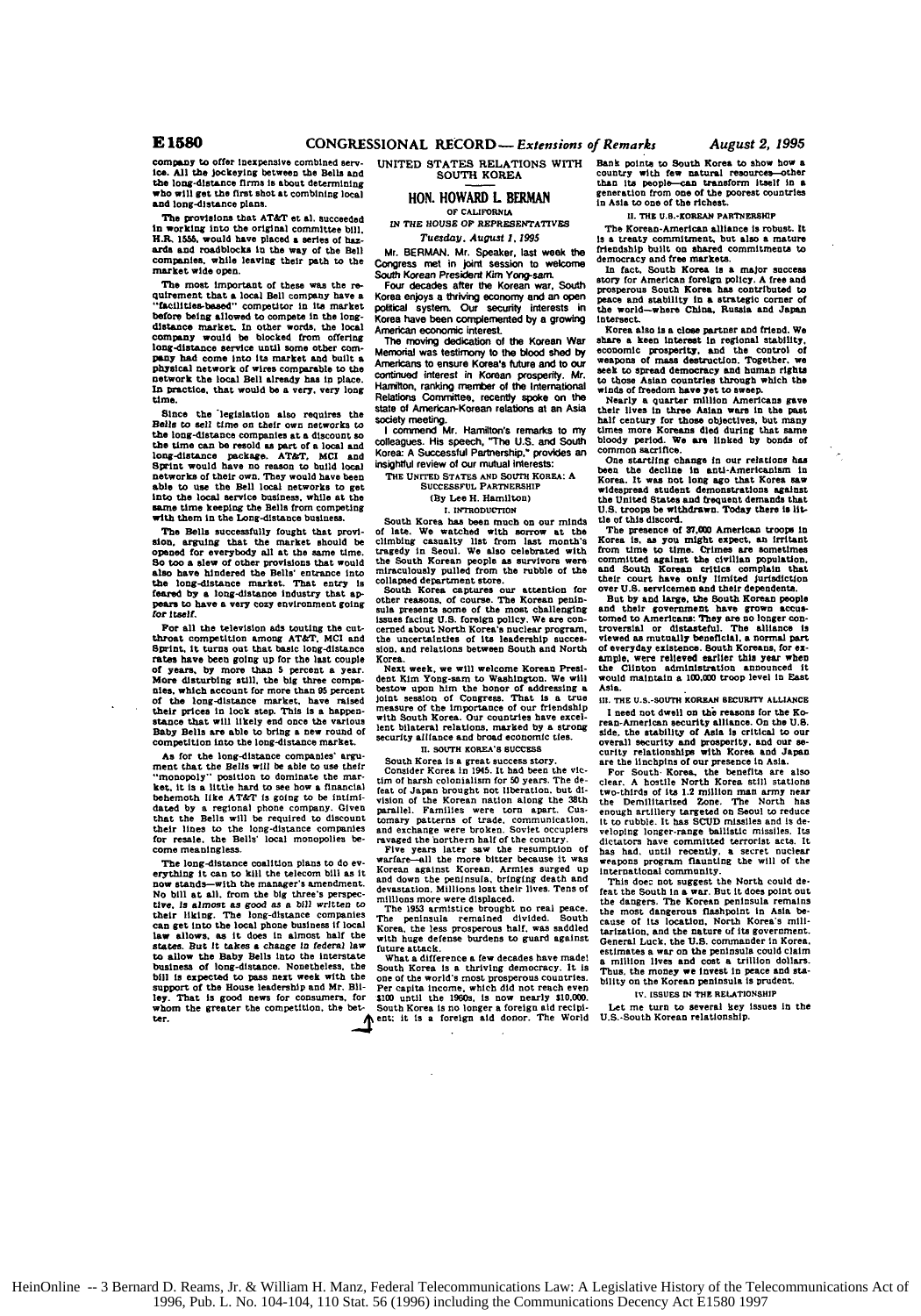company to offer inexpensive combined services. All the jockeying between the Bells and the long-distance firms is about determining who will get the first shot at combining local and long-distance plans.

The provisions that AT&T et al. succeeded in working into the original committee bill, H.R. 1555, would have placed a series of hazards and roadblocks in the way of the Bell companies, while leaving their path to the market wide open.

The most important of these was the requirement that a local Bell company have a "facilities-based" competitor in its market before being allowed to compete in the long-distance market. In other words, the local company would be blocked from offering long-distance service until some other company had come into its market and built a physical network of wires comparable to the network the local Bell already has in place. In practice, that would be a very, very long time.

Since the legislation also requires the Bells to sell time on their own networks to the long-distance companies at a discount so the time can be resold as part of a local and long-distance package. AT&T, MCI and Sprint would have no reason to build local networks of their own. They would have been able to use the Bell local networks to get into the local service business, while at the same time keeping the Bells from competing with them in the Long-distance business.

The Bells successfully fought that provision, arguing that the market should be opened for everybody all at the same time. So too a slew of other provisions that would also have hindered the Bells' entrance into the long-distance market. That entry is feared by a long-distance industry that appears to have a very cozy environment going for itself.

For all the television ads touting the cut-throat competition among AT&T, MCI and Sprint, it turns out that basic long-distance rates have been going up for the last couple of years, by more than 5 percent a year. More disturbing still, the big three companies, which account for more than 95 percent of the long-distance market, have raised their prices in lock step. This is a happenstance that will likely end once the various Baby Bells are able to bring a new round of competition into the long-distance market.

As for the long-distance companies' argument that the Bells will be able to use their "monopoly" position to dominate the market, it is a little hard to see how a financial behemoth like AT&T is going to be intimidated by a regional phone company. Given that the Bells will be required to discount their lines to the long-distance companies for resale, the Bells' local monopolies become meaningless.

The long-distance coalition plans to do everything it can to kill the telecom bill as it now stands—with the manager's amendment. No bill at all, from the big three's perspective, *is almost as good as a bill written to their liking*. The long-distance companies can get into the local phone business if local law allows, as it does in almost half the states. But it takes a *change in federal law* to allow the Baby Bells into the interstate business of long-distance. Nonetheless, the bill is expected to pass next week with the support of the House leadership and Mr. Bliley. That is good news for consumers, for whom the greater the competition, the better.

## UNITED STATES RELATIONS WITH SOUTH KOREA

### HON. HOWARD L. BERMAN

OF CALIFORNIA

IN THE HOUSE OF REPRESENTATIVES

*Tuesday, August 1, 1995*

Mr. BERMAN. Mr. Speaker, last week the Congress met in joint session to welcome South Korean President Kim Yong-sam.

Four decades after the Korean war, South Korea enjoys a thriving economy and an open political system. Our security interests in Korea have been complemented by a growing American economic interest.

The moving dedication of the Korean War Memorial was testimony to the blood shed by Americans to ensure Korea's future and to our continued interest in Korean prosperity. Mr. Hamilton, ranking member of the International Relations Committee, recently spoke on the state of American-Korean relations at an Asia society meeting.

I commend Mr. Hamilton's remarks to my colleagues. His speech, "The U.S. and South Korea: A Successful Partnership," provides an insightful review of our mutual interests:

THE UNITED STATES AND SOUTH KOREA: A SUCCESSFUL PARTNERSHIP

(By Lee H. Hamilton)

I. INTRODUCTION

South Korea has been much on our minds of late. We watched with sorrow at the climbing casualty list from last month's tragedy in Seoul. We also celebrated with the South Korean people as survivors were miraculously pulled from the rubble of the collapsed department store.

South Korea captures our attention for other reasons, of course. The Korean peninsula presents some of the most challenging issues facing U.S. foreign policy. We are concerned about North Korea's nuclear program, the uncertainties of its leadership succession, and relations between South and North Korea.

Next week, we will welcome Korean President Kim Yong-sam to Washington. We will bestow upon him the honor of addressing a joint session of Congress. That is a true measure of the importance of our friendship with South Korea. Our countries have excellent bilateral relations, marked by a strong security alliance and broad economic ties.

II. SOUTH KOREA'S SUCCESS

South Korea is a great success story.

Consider Korea in 1945. It had been the victim of harsh colonialism for 50 years. The defeat of Japan brought not liberation, but division of the Korean nation along the 38th parallel. Families were torn apart. Customary patterns of trade, communication, and exchange were broken. Soviet occupiers ravaged the northern half of the country.

Five years later saw the resumption of warfare—all the more bitter because it was Korean against Korean. Armies surged up and down the peninsula, bringing death and devastation. Millions lost their lives. Tens of millions more were displaced.

The 1953 armistice brought no real peace. The peninsula remained divided. South Korea, the less prosperous half, was saddled with huge defense burdens to guard against future attack.

What a difference a few decades have made! South Korea is a thriving democracy. It is one of the world's most prosperous countries. Per capita income, which did not reach even $100 until the 1960s, is now nearly $10,000. South Korea is no longer a foreign aid recipient; it is a foreign aid donor. The World Bank points to South Korea to show how a country with few natural resources—other than its people—can transform itself in a generation from one of the poorest countries in Asia to one of the richest.

II. THE U.S.-KOREAN PARTNERSHIP

The Korean-American alliance is robust. It is a treaty commitment, but also a mature friendship built on shared commitments to democracy and free markets.

In fact, South Korea is a major success story for American foreign policy. A free and prosperous South Korea has contributed to peace and stability in a strategic corner of the world—where China, Russia and Japan intersect.

Korea also is a close partner and friend. We share a keen interest in regional stability, economic prosperity, and the control of weapons of mass destruction. Together, we seek to spread democracy and human rights to those Asian countries through which the winds of freedom have yet to sweep.

Nearly a quarter million Americans gave their lives in three Asian wars in the past half century for those objectives, but many times more Koreans died during that same bloody period. We are linked by bonds of common sacrifice.

One startling change in our relations has been the decline in anti-Americanism in Korea. It was not long ago that Korea saw widespread student demonstrations against the United States and frequent demands that U.S. troops be withdrawn. Today there is little of this discord.

The presence of 37,000 American troops in Korea is, as you might expect, an irritant from time to time. Crimes are sometimes committed against the civilian population, and South Korean critics complain that their court have only limited jurisdiction over U.S. servicemen and their dependents.

But by and large, the South Korean people and their government have grown accustomed to Americans: They are no longer controversial or distasteful. The alliance is viewed as mutually beneficial, a normal part of everyday existence. South Koreans, for example, were relieved earlier this year when the Clinton administration announced it would maintain a 100,000 troop level in East Asia.

III. THE U.S.-SOUTH KOREAN SECURITY ALLIANCE

I need not dwell on the reasons for the Korean-American security alliance. On the U.S. side, the stability of Asia is critical to our overall security and prosperity, and our security relationships with Korea and Japan are the linchpins of our presence in Asia.

For South Korea, the benefits are also clear. A hostile North Korea still stations two-thirds of its 1.2 million man army near the Demilitarized Zone. The North has enough artillery targeted on Seoul to reduce it to rubble. It has SCUD missiles and is developing longer-range ballistic missiles. Its dictators have committed terrorist acts. It has had, until recently, a secret nuclear weapons program flaunting the will of the international community.

This does not suggest the North could defeat the South in a war. But it does point out the dangers. The Korean peninsula remains the most dangerous flashpoint in Asia because of its location, North Korea's militarization, and the nature of its government. General Luck, the U.S. commander in Korea, estimates a war on the peninsula could claim a million lives and cost a trillion dollars. Thus, the money we invest in peace and stability on the Korean peninsula is prudent.

IV. ISSUES IN THE RELATIONSHIP

Let me turn to several key issues in the U.S.-South Korean relationship.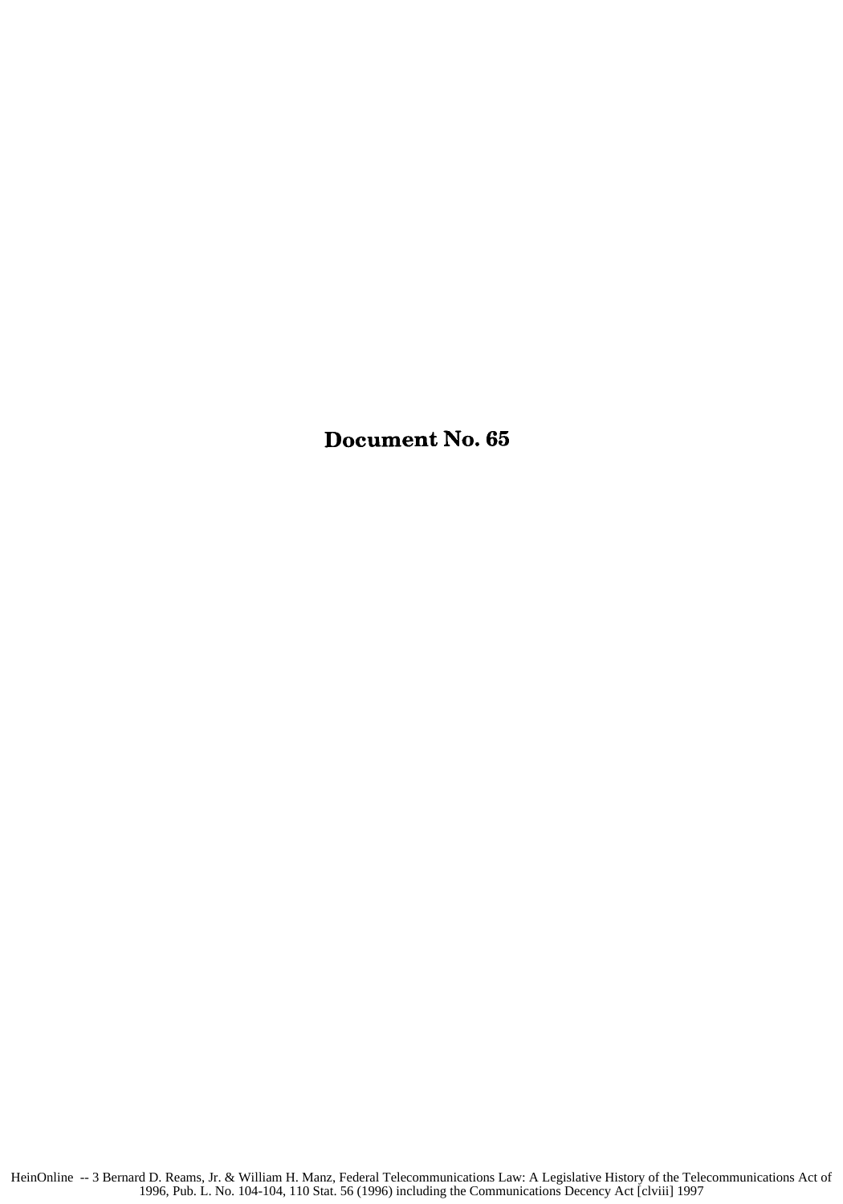# Document No. 65